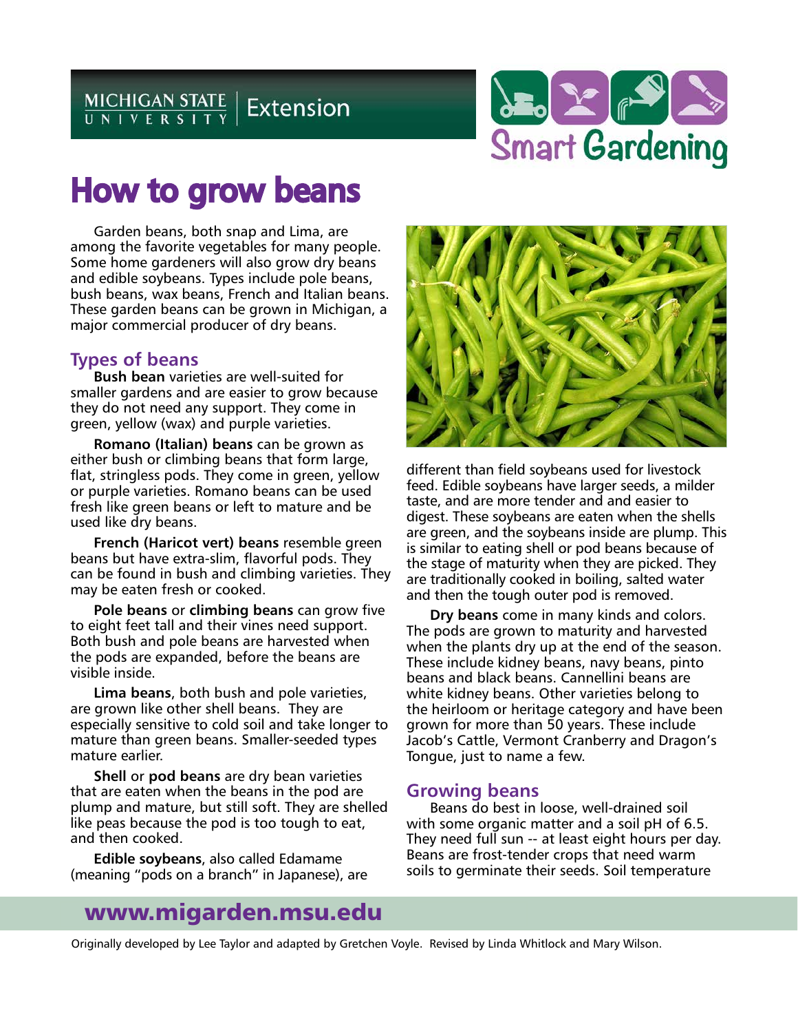# How to grow beans

Garden beans, both snap and Lima, are among the favorite vegetables for many people. Some home gardeners will also grow dry beans and edible soybeans. Types include pole beans, bush beans, wax beans, French and Italian beans. These garden beans can be grown in Michigan, a major commercial producer of dry beans.

## Types of beans

**Bush bean** varieties are well-suited for smaller gardens and are easier to grow because they do not need any support. They come in green, yellow (wax) and purple varieties.

**Romano (Italian) beans** can be grown as either bush or climbing beans that form large, flat, stringless pods. They come in green, yellow or purple varieties. Romano beans can be used fresh like green beans or left to mature and be used like dry beans.

**French (Haricot vert) beans** resemble green beans but have extra-slim, flavorful pods. They can be found in bush and climbing varieties. They may be eaten fresh or cooked.

**Pole beans** or **climbing beans** can grow five to eight feet tall and their vines need support. Both bush and pole beans are harvested when the pods are expanded, before the beans are visible inside.

**Lima beans**, both bush and pole varieties, are grown like other shell beans. They are especially sensitive to cold soil and take longer to mature than green beans. Smaller-seeded types mature earlier.

**Shell** or **pod beans** are dry bean varieties that are eaten when the beans in the pod are plump and mature, but still soft. They are shelled like peas because the pod is too tough to eat, and then cooked.

**Edible soybeans**, also called Edamame (meaning "pods on a branch" in Japanese), are different than field soybeans used for livestock feed. Edible soybeans have larger seeds, a milder taste, and are more tender and and easier to digest. These soybeans are eaten when the shells are green, and the soybeans inside are plump. This is similar to eating shell or pod beans because of the stage of maturity when they are picked. They are traditionally cooked in boiling, salted water and then the tough outer pod is removed.

**Dry beans** come in many kinds and colors. The pods are grown to maturity and harvested when the plants dry up at the end of the season. These include kidney beans, navy beans, pinto beans and black beans. Cannellini beans are white kidney beans. Other varieties belong to the heirloom or heritage category and have been grown for more than 50 years. These include Jacob's Cattle, Vermont Cranberry and Dragon's Tongue, just to name a few.

## Growing beans

Beans do best in loose, well-drained soil with some organic matter and a soil pH of 6.5. They need full sun -- at least eight hours per day. Beans are frost-tender crops that need warm soils to germinate their seeds. Soil temperature

Originally developed by Lee Taylor and adapted by Gretchen Voyle. Revised by Linda Whitlock and Mary Wilson.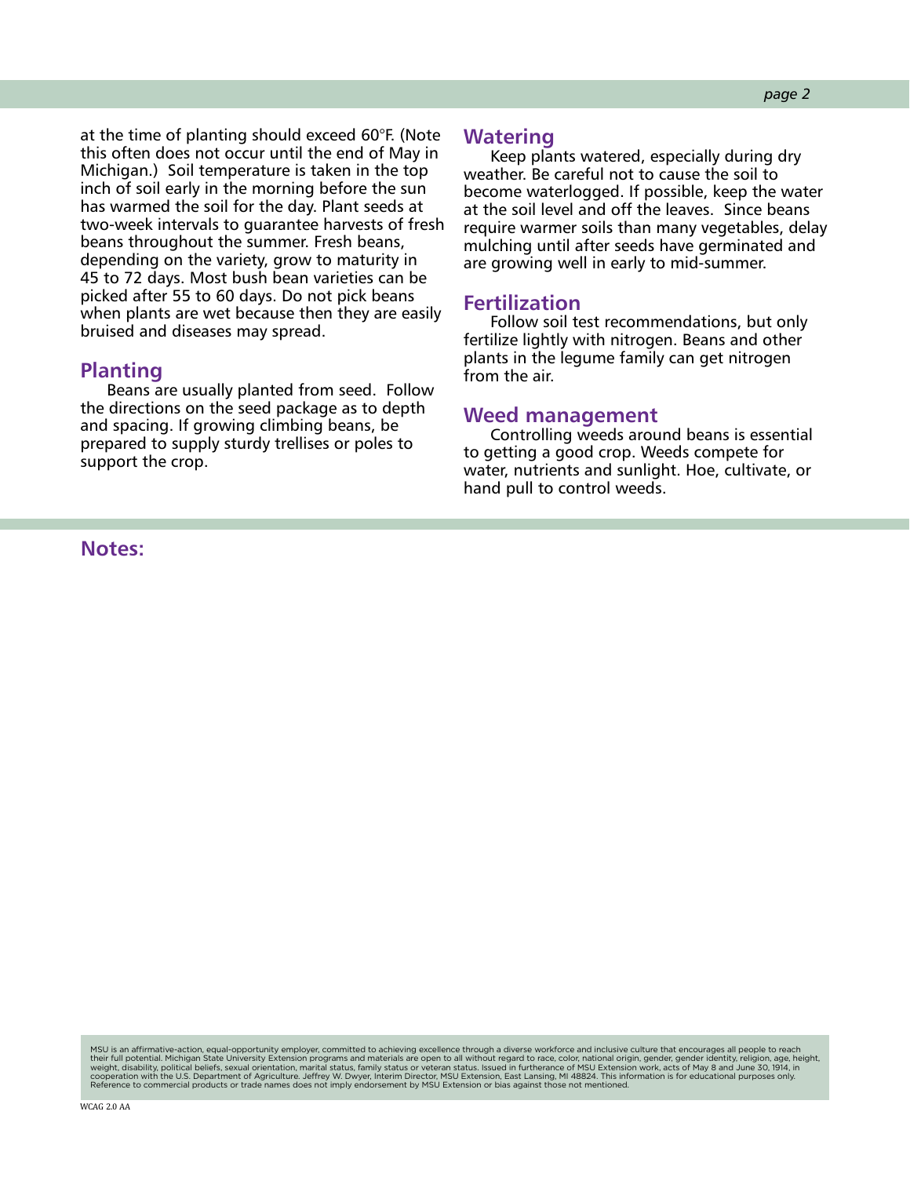at the time of planting should exceed 60°F. (Note this often does not occur until the end of May in Michigan.) Soil temperature is taken in the top inch of soil early in the morning before the sun has warmed the soil for the day. Plant seeds at two-week intervals to guarantee harvests of fresh beans throughout the summer. Fresh beans, depending on the variety, grow to maturity in 45 to 72 days. Most bush bean varieties can be picked after 55 to 60 days. Do not pick beans when plants are wet because then they are easily bruised and diseases may spread.

## Planting

Beans are usually planted from seed. Follow the directions on the seed package as to depth and spacing. If growing climbing beans, be prepared to supply sturdy trellises or poles to support the crop.

## Watering

Keep plants watered, especially during dry weather. Be careful not to cause the soil to become waterlogged. If possible, keep the water at the soil level and off the leaves. Since beans require warmer soils than many vegetables, delay mulching until after seeds have germinated and are growing well in early to mid-summer.

## Fertilization

Follow soil test recommendations, but only fertilize lightly with nitrogen. Beans and other plants in the legume family can get nitrogen from the air.

## Weed management

Controlling weeds around beans is essential to getting a good crop. Weeds compete for water, nutrients and sunlight. Hoe, cultivate, or hand pull to control weeds.

## Notes:

MSU is an affirmative-action, equal-opportunity employer, committed to achieving excellence through a diverse workforce and inclusive culture that encourages all people to reach their full potential. Michigan State University Extension programs and materials are open to all without regard to race, color, national origin, gender, gender identity, religion, age, height, weight, disability, political beliefs, sexual orientation, marital status, family status or veteran status. Issued in furtherance of MSU Extension work, acts of May 8 and June 30, 1914, in cooperation with the U.S. Department of Agriculture. Jeffrey W. Dwyer, Interim Director, MSU Extension, East Lansing, MI 48824. This information is for educational purposes only. Reference to commercial products or trade names does not imply endorsement by MSU Extension or bias against those not mentioned.

WCAG 2.0 AA